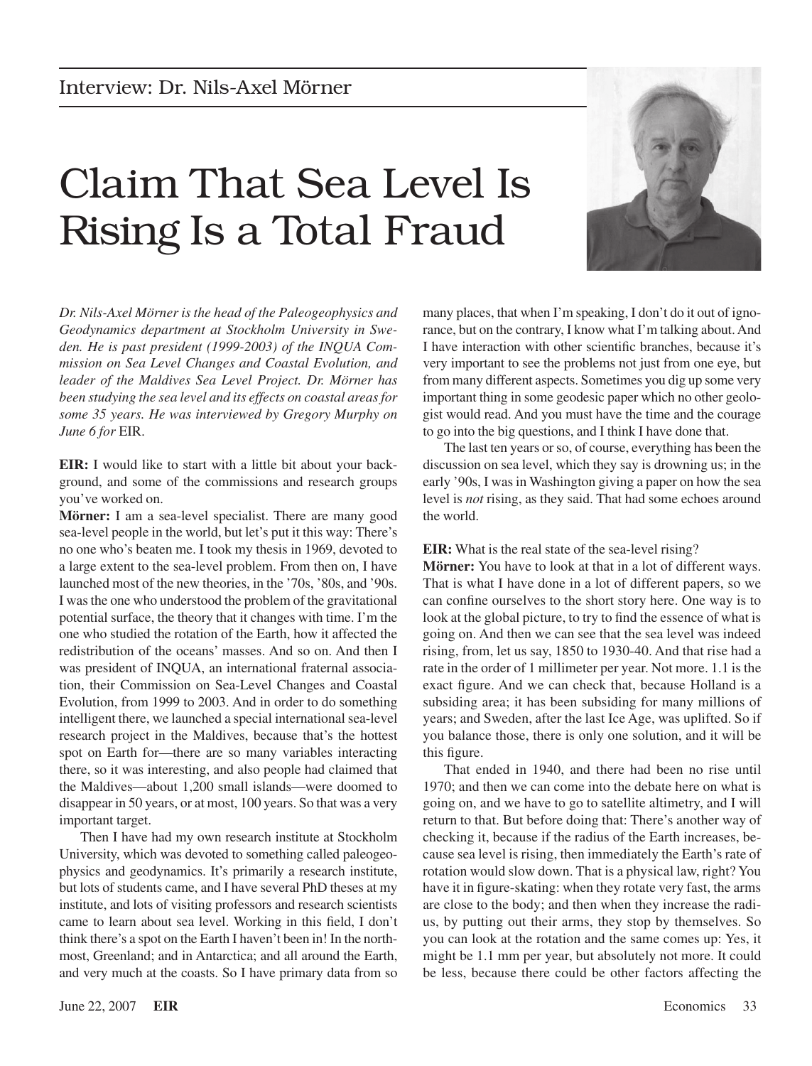Interview: Dr. Nils-Axel Mörner

# Claim That Sea Level Is Rising Is a Total Fraud

*Dr. Nils-Axel Mörner is the head of the Paleogeophysics and Geodynamics department at Stockholm University in Sweden. He is past president (1999-2003) of the INQUA Commission on Sea Level Changes and Coastal Evolution, and leader of the Maldives Sea Level Project. Dr. Mörner has been studying the sea level and its effects on coastal areas for some 35 years. He was interviewed by Gregory Murphy on June 6 for* EIR.

**EIR:** I would like to start with a little bit about your background, and some of the commissions and research groups you've worked on.

**Mörner:** I am a sea-level specialist. There are many good sea-level people in the world, but let's put it this way: There's no one who's beaten me. I took my thesis in 1969, devoted to a large extent to the sea-level problem. From then on, I have launched most of the new theories, in the '70s, '80s, and '90s. I was the one who understood the problem of the gravitational potential surface, the theory that it changes with time. I'm the one who studied the rotation of the Earth, how it affected the redistribution of the oceans' masses. And so on. And then I was president of INQUA, an international fraternal association, their Commission on Sea-Level Changes and Coastal Evolution, from 1999 to 2003. And in order to do something intelligent there, we launched a special international sea-level research project in the Maldives, because that's the hottest spot on Earth for—there are so many variables interacting there, so it was interesting, and also people had claimed that the Maldives—about 1,200 small islands—were doomed to disappear in 50 years, or at most, 100 years. So that was a very important target.

Then I have had my own research institute at Stockholm University, which was devoted to something called paleogeophysics and geodynamics. It's primarily a research institute, but lots of students came, and I have several PhD theses at my institute, and lots of visiting professors and research scientists came to learn about sea level. Working in this field, I don't think there's a spot on the Earth I haven't been in! In the northmost, Greenland; and in Antarctica; and all around the Earth, and very much at the coasts. So I have primary data from so many places, that when I'm speaking, I don't do it out of ignorance, but on the contrary, I know what I'm talking about. And I have interaction with other scientific branches, because it's very important to see the problems not just from one eye, but from many different aspects. Sometimes you dig up some very important thing in some geodesic paper which no other geologist would read. And you must have the time and the courage to go into the big questions, and I think I have done that.

The last ten years or so, of course, everything has been the discussion on sea level, which they say is drowning us; in the early '90s, I was in Washington giving a paper on how the sea level is *not* rising, as they said. That had some echoes around the world.

**EIR:** What is the real state of the sea-level rising?

**Mörner:** You have to look at that in a lot of different ways. That is what I have done in a lot of different papers, so we can confine ourselves to the short story here. One way is to look at the global picture, to try to find the essence of what is going on. And then we can see that the sea level was indeed rising, from, let us say, 1850 to 1930-40. And that rise had a rate in the order of 1 millimeter per year. Not more. 1.1 is the exact figure. And we can check that, because Holland is a subsiding area; it has been subsiding for many millions of years; and Sweden, after the last Ice Age, was uplifted. So if you balance those, there is only one solution, and it will be this figure.

That ended in 1940, and there had been no rise until 1970; and then we can come into the debate here on what is going on, and we have to go to satellite altimetry, and I will return to that. But before doing that: There's another way of checking it, because if the radius of the Earth increases, because sea level is rising, then immediately the Earth's rate of rotation would slow down. That is a physical law, right? You have it in figure-skating: when they rotate very fast, the arms are close to the body; and then when they increase the radius, by putting out their arms, they stop by themselves. So you can look at the rotation and the same comes up: Yes, it might be 1.1 mm per year, but absolutely not more. It could be less, because there could be other factors affecting the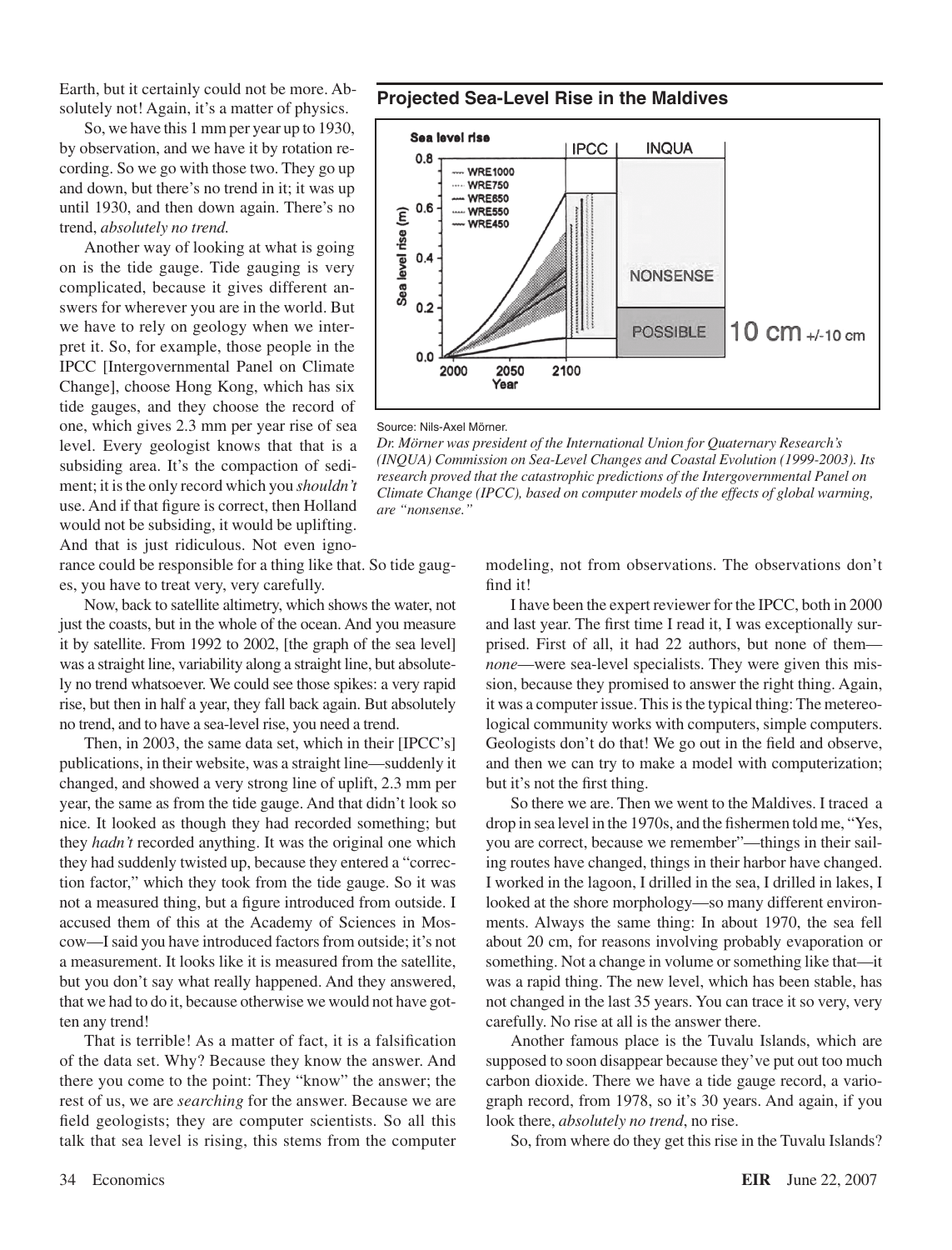Earth, but it certainly could not be more. Absolutely not! Again, it's a matter of physics.

So, we have this 1 mm per year up to 1930, by observation, and we have it by rotation recording. So we go with those two. They go up and down, but there's no trend in it; it was up until 1930, and then down again. There's no trend, *absolutely no trend.*

Another way of looking at what is going on is the tide gauge. Tide gauging is very complicated, because it gives different answers for wherever you are in the world. But we have to rely on geology when we interpret it. So, for example, those people in the IPCC [Intergovernmental Panel on Climate Change], choose Hong Kong, which has six tide gauges, and they choose the record of one, which gives 2.3 mm per year rise of sea level. Every geologist knows that that is a subsiding area. It's the compaction of sediment; it is the only record which you *shouldn't* use. And if that figure is correct, then Holland would not be subsiding, it would be uplifting. And that is just ridiculous. Not even ignorance could be responsible for a thing like that. So tide gauges, you have to treat very, very carefully.

Now, back to satellite altimetry, which shows the water, not just the coasts, but in the whole of the ocean. And you measure it by satellite. From 1992 to 2002, [the graph of the sea level] was a straight line, variability along a straight line, but absolutely no trend whatsoever. We could see those spikes: a very rapid rise, but then in half a year, they fall back again. But absolutely no trend, and to have a sea-level rise, you need a trend.

Then, in 2003, the same data set, which in their [IPCC's] publications, in their website, was a straight line—suddenly it changed, and showed a very strong line of uplift, 2.3 mm per year, the same as from the tide gauge. And that didn't look so nice. It looked as though they had recorded something; but they *hadn't* recorded anything. It was the original one which they had suddenly twisted up, because they entered a "correction factor," which they took from the tide gauge. So it was not a measured thing, but a figure introduced from outside. I accused them of this at the Academy of Sciences in Moscow—I said you have introduced factors from outside; it's not a measurement. It looks like it is measured from the satellite, but you don't say what really happened. And they answered, that we had to do it, because otherwise we would not have gotten any trend!

That is terrible! As a matter of fact, it is a falsification of the data set. Why? Because they know the answer. And there you come to the point: They "know" the answer; the rest of us, we are *searching* for the answer. Because we are field geologists; they are computer scientists. So all this talk that sea level is rising, this stems from the computer modeling, not from observations. The observations don't find it!

**Projected Sea-Level Rise in the Maldives**

Source: Nils-Axel Mörner.

*Dr. Mörner was president of the International Union for Quaternary Research's (INQUA) Commission on Sea-Level Changes and Coastal Evolution (1999-2003). Its research proved that the catastrophic predictions of the Intergovernmental Panel on Climate Change (IPCC), based on computer models of the effects of global warming, are "nonsense."*

I have been the expert reviewer for the IPCC, both in 2000 and last year. The first time I read it, I was exceptionally surprised. First of all, it had 22 authors, but none of them—*none*—were sea-level specialists. They were given this mission, because they promised to answer the right thing. Again, it was a computer issue. This is the typical thing: The metereological community works with computers, simple computers. Geologists don't do that! We go out in the field and observe, and then we can try to make a model with computerization; but it's not the first thing.

So there we are. Then we went to the Maldives. I traced a drop in sea level in the 1970s, and the fishermen told me, "Yes, you are correct, because we remember"—things in their sailing routes have changed, things in their harbor have changed. I worked in the lagoon, I drilled in the sea, I drilled in lakes, I looked at the shore morphology—so many different environments. Always the same thing: In about 1970, the sea fell about 20 cm, for reasons involving probably evaporation or something. Not a change in volume or something like that—it was a rapid thing. The new level, which has been stable, has not changed in the last 35 years. You can trace it so very, very carefully. No rise at all is the answer there.

Another famous place is the Tuvalu Islands, which are supposed to soon disappear because they've put out too much carbon dioxide. There we have a tide gauge record, a variograph record, from 1978, so it's 30 years. And again, if you look there, *absolutely no trend*, no rise.

So, from where do they get this rise in the Tuvalu Islands?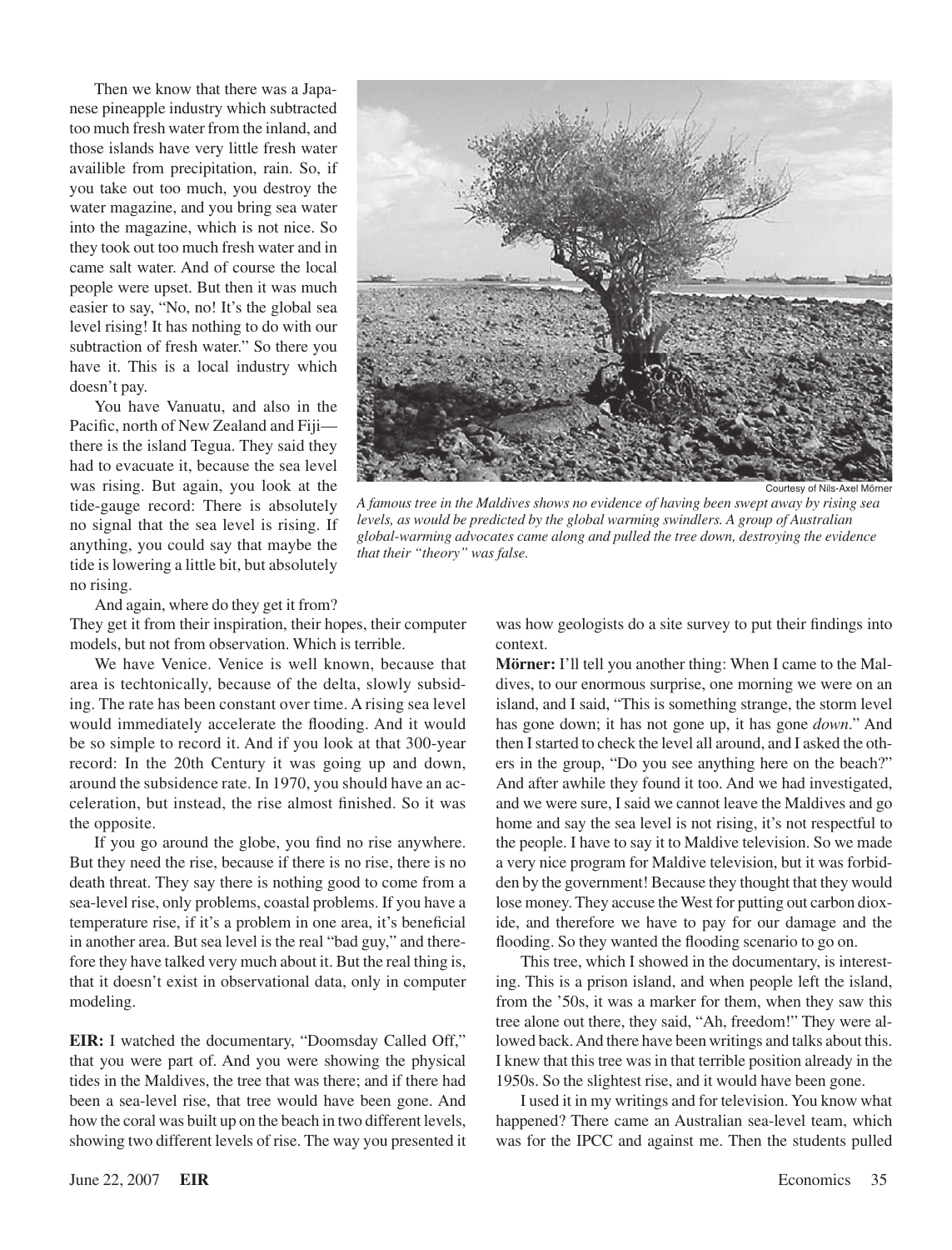Then we know that there was a Japanese pineapple industry which subtracted too much fresh water from the inland, and those islands have very little fresh water availible from precipitation, rain. So, if you take out too much, you destroy the water magazine, and you bring sea water into the magazine, which is not nice. So they took out too much fresh water and in came salt water. And of course the local people were upset. But then it was much easier to say, "No, no! It's the global sea level rising! It has nothing to do with our subtraction of fresh water." So there you have it. This is a local industry which doesn't pay.

You have Vanuatu, and also in the Pacific, north of New Zealand and Fiji—there is the island Tegua. They said they had to evacuate it, because the sea level was rising. But again, you look at the tide-gauge record: There is absolutely no signal that the sea level is rising. If anything, you could say that maybe the tide is lowering a little bit, but absolutely no rising.

And again, where do they get it from? They get it from their inspiration, their hopes, their computer models, but not from observation. Which is terrible.

We have Venice. Venice is well known, because that area is techtonically, because of the delta, slowly subsiding. The rate has been constant over time. A rising sea level would immediately accelerate the flooding. And it would be so simple to record it. And if you look at that 300-year record: In the 20th Century it was going up and down, around the subsidence rate. In 1970, you should have an acceleration, but instead, the rise almost finished. So it was the opposite.

If you go around the globe, you find no rise anywhere. But they need the rise, because if there is no rise, there is no death threat. They say there is nothing good to come from a sea-level rise, only problems, coastal problems. If you have a temperature rise, if it's a problem in one area, it's beneficial in another area. But sea level is the real "bad guy," and therefore they have talked very much about it. But the real thing is, that it doesn't exist in observational data, only in computer modeling.

**EIR:** I watched the documentary, "Doomsday Called Off," that you were part of. And you were showing the physical tides in the Maldives, the tree that was there; and if there had been a sea-level rise, that tree would have been gone. And how the coral was built up on the beach in two different levels, showing two different levels of rise. The way you presented it was how geologists do a site survey to put their findings into context.

Courtesy of Nils-Axel Mörner

*A famous tree in the Maldives shows no evidence of having been swept away by rising sea levels, as would be predicted by the global warming swindlers. A group of Australian global-warming advocates came along and pulled the tree down, destroying the evidence that their "theory" was false.*

**Mörner:** I'll tell you another thing: When I came to the Maldives, to our enormous surprise, one morning we were on an island, and I said, "This is something strange, the storm level has gone down; it has not gone up, it has gone *down*." And then I started to check the level all around, and I asked the others in the group, "Do you see anything here on the beach?" And after awhile they found it too. And we had investigated, and we were sure, I said we cannot leave the Maldives and go home and say the sea level is not rising, it's not respectful to the people. I have to say it to Maldive television. So we made a very nice program for Maldive television, but it was forbidden by the government! Because they thought that they would lose money. They accuse the West for putting out carbon dioxide, and therefore we have to pay for our damage and the flooding. So they wanted the flooding scenario to go on.

This tree, which I showed in the documentary, is interesting. This is a prison island, and when people left the island, from the '50s, it was a marker for them, when they saw this tree alone out there, they said, "Ah, freedom!" They were allowed back. And there have been writings and talks about this. I knew that this tree was in that terrible position already in the 1950s. So the slightest rise, and it would have been gone.

I used it in my writings and for television. You know what happened? There came an Australian sea-level team, which was for the IPCC and against me. Then the students pulled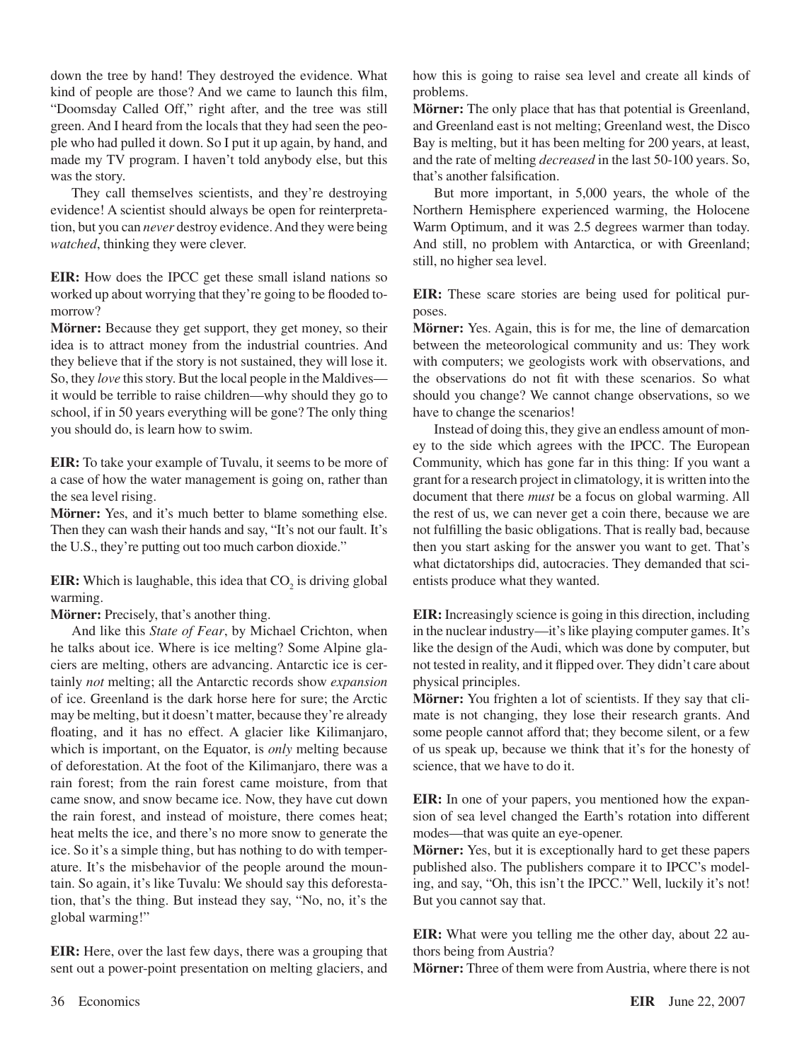down the tree by hand! They destroyed the evidence. What kind of people are those? And we came to launch this film, "Doomsday Called Off," right after, and the tree was still green. And I heard from the locals that they had seen the people who had pulled it down. So I put it up again, by hand, and made my TV program. I haven't told anybody else, but this was the story.

They call themselves scientists, and they're destroying evidence! A scientist should always be open for reinterpretation, but you can *never* destroy evidence. And they were being *watched*, thinking they were clever.

**EIR:** How does the IPCC get these small island nations so worked up about worrying that they're going to be flooded tomorrow?

**Mörner:** Because they get support, they get money, so their idea is to attract money from the industrial countries. And they believe that if the story is not sustained, they will lose it. So, they *love* this story. But the local people in the Maldives—it would be terrible to raise children—why should they go to school, if in 50 years everything will be gone? The only thing you should do, is learn how to swim.

**EIR:** To take your example of Tuvalu, it seems to be more of a case of how the water management is going on, rather than the sea level rising.

**Mörner:** Yes, and it's much better to blame something else. Then they can wash their hands and say, "It's not our fault. It's the U.S., they're putting out too much carbon dioxide."

**EIR:** Which is laughable, this idea that $CO_2$ is driving global warming.

**Mörner:** Precisely, that's another thing.

And like this *State of Fear*, by Michael Crichton, when he talks about ice. Where is ice melting? Some Alpine glaciers are melting, others are advancing. Antarctic ice is certainly *not* melting; all the Antarctic records show *expansion* of ice. Greenland is the dark horse here for sure; the Arctic may be melting, but it doesn't matter, because they're already floating, and it has no effect. A glacier like Kilimanjaro, which is important, on the Equator, is *only* melting because of deforestation. At the foot of the Kilimanjaro, there was a rain forest; from the rain forest came moisture, from that came snow, and snow became ice. Now, they have cut down the rain forest, and instead of moisture, there comes heat; heat melts the ice, and there's no more snow to generate the ice. So it's a simple thing, but has nothing to do with temperature. It's the misbehavior of the people around the mountain. So again, it's like Tuvalu: We should say this deforestation, that's the thing. But instead they say, "No, no, it's the global warming!"

**EIR:** Here, over the last few days, there was a grouping that sent out a power-point presentation on melting glaciers, and how this is going to raise sea level and create all kinds of problems.

**Mörner:** The only place that has that potential is Greenland, and Greenland east is not melting; Greenland west, the Disco Bay is melting, but it has been melting for 200 years, at least, and the rate of melting *decreased* in the last 50-100 years. So, that's another falsification.

But more important, in 5,000 years, the whole of the Northern Hemisphere experienced warming, the Holocene Warm Optimum, and it was 2.5 degrees warmer than today. And still, no problem with Antarctica, or with Greenland; still, no higher sea level.

**EIR:** These scare stories are being used for political purposes.

**Mörner:** Yes. Again, this is for me, the line of demarcation between the meteorological community and us: They work with computers; we geologists work with observations, and the observations do not fit with these scenarios. So what should you change? We cannot change observations, so we have to change the scenarios!

Instead of doing this, they give an endless amount of money to the side which agrees with the IPCC. The European Community, which has gone far in this thing: If you want a grant for a research project in climatology, it is written into the document that there *must* be a focus on global warming. All the rest of us, we can never get a coin there, because we are not fulfilling the basic obligations. That is really bad, because then you start asking for the answer you want to get. That's what dictatorships did, autocracies. They demanded that scientists produce what they wanted.

**EIR:** Increasingly science is going in this direction, including in the nuclear industry—it's like playing computer games. It's like the design of the Audi, which was done by computer, but not tested in reality, and it flipped over. They didn't care about physical principles.

**Mörner:** You frighten a lot of scientists. If they say that climate is not changing, they lose their research grants. And some people cannot afford that; they become silent, or a few of us speak up, because we think that it's for the honesty of science, that we have to do it.

**EIR:** In one of your papers, you mentioned how the expansion of sea level changed the Earth's rotation into different modes—that was quite an eye-opener.

**Mörner:** Yes, but it is exceptionally hard to get these papers published also. The publishers compare it to IPCC's modeling, and say, "Oh, this isn't the IPCC." Well, luckily it's not! But you cannot say that.

**EIR:** What were you telling me the other day, about 22 authors being from Austria?

**Mörner:** Three of them were from Austria, where there is not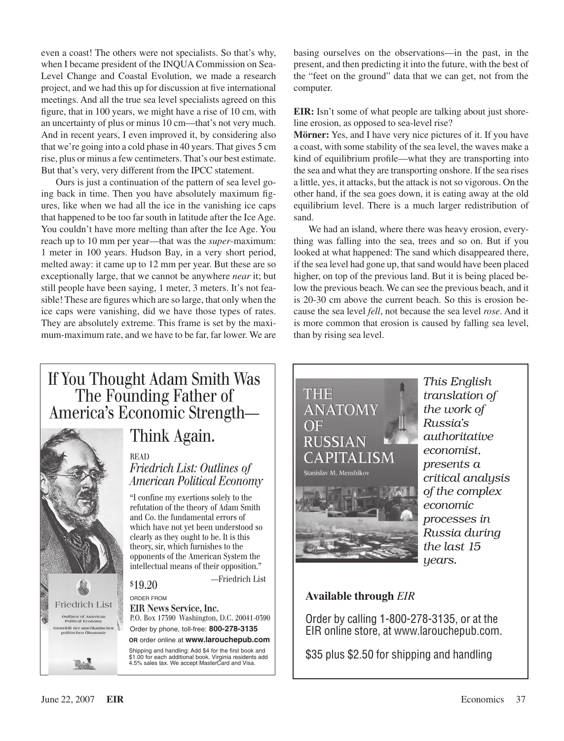even a coast! The others were not specialists. So that's why, when I became president of the INQUA Commission on Sea-Level Change and Coastal Evolution, we made a research project, and we had this up for discussion at five international meetings. And all the true sea level specialists agreed on this figure, that in 100 years, we might have a rise of 10 cm, with an uncertainty of plus or minus 10 cm—that's not very much. And in recent years, I even improved it, by considering also that we're going into a cold phase in 40 years. That gives 5 cm rise, plus or minus a few centimeters. That's our best estimate. But that's very, very different from the IPCC statement.

Ours is just a continuation of the pattern of sea level going back in time. Then you have absolutely maximum figures, like when we had all the ice in the vanishing ice caps that happened to be too far south in latitude after the Ice Age. You couldn't have more melting than after the Ice Age. You reach up to 10 mm per year—that was the *super*-maximum: 1 meter in 100 years. Hudson Bay, in a very short period, melted away: it came up to 12 mm per year. But these are so exceptionally large, that we cannot be anywhere *near* it; but still people have been saying, 1 meter, 3 meters. It's not feasible! These are figures which are so large, that only when the ice caps were vanishing, did we have those types of rates. They are absolutely extreme. This frame is set by the maximum-maximum rate, and we have to be far, far lower. We are basing ourselves on the observations—in the past, in the present, and then predicting it into the future, with the best of the "feet on the ground" data that we can get, not from the computer.

**EIR:** Isn't some of what people are talking about just shoreline erosion, as opposed to sea-level rise?

**Mörner:** Yes, and I have very nice pictures of it. If you have a coast, with some stability of the sea level, the waves make a kind of equilibrium profile—what they are transporting into the sea and what they are transporting onshore. If the sea rises a little, yes, it attacks, but the attack is not so vigorous. On the other hand, if the sea goes down, it is eating away at the old equilibrium level. There is a much larger redistribution of sand.

We had an island, where there was heavy erosion, everything was falling into the sea, trees and so on. But if you looked at what happened: The sand which disappeared there, if the sea level had gone up, that sand would have been placed higher, on top of the previous land. But it is being placed below the previous beach. We can see the previous beach, and it is 20-30 cm above the current beach. So this is erosion because the sea level *fell*, not because the sea level *rose*. And it is more common that erosion is caused by falling sea level, than by rising sea level.

---

## If You Thought Adam Smith Was The Founding Father of America's Economic Strength—

## Think Again.

READ

*Friedrich List: Outlines of American Political Economy*

"I confine my exertions solely to the refutation of the theory of Adam Smith and Co. the fundamental errors of which have not yet been understood so clearly as they ought to be. It is this theory, sir, which furnishes to the opponents of the American System the intellectual means of their opposition."

—Friedrich List

Friedrich List
Outlines of American Political Economy
Grundriß der amerikanischen politischen Ökonomie

$19.20

ORDER FROM

**EIR News Service, Inc.**

P.O. Box 17390 Washington, D.C. 20041-0390

Order by phone, toll-free: **800-278-3135**

**OR** order online at **www.larouchepub.com**

Shipping and handling: Add $4 for the first book and $1.00 for each additional book. Virginia residents add 4.5% sales tax. We accept MasterCard and Visa.

---

THE ANATOMY OF RUSSIAN CAPITALISM

Stanislav M. Menshikov

*This English translation of the work of Russia's authoritative economist, presents a critical analysis of the complex economic processes in Russia during the last 15 years.*

**Available through *EIR***

Order by calling 1-800-278-3135, or at the EIR online store, at www.larouchepub.com.

$35 plus $2.50 for shipping and handling